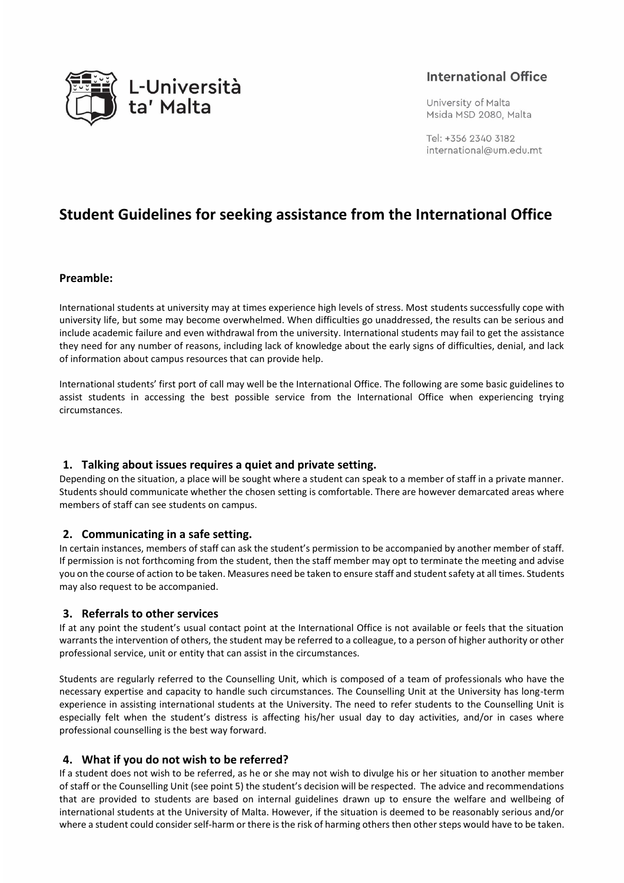L-Università ta' Malta

**International Office**

University of Malta
Msida MSD 2080, Malta

Tel: +356 2340 3182
international@um.edu.mt

# Student Guidelines for seeking assistance from the International Office

## Preamble:

International students at university may at times experience high levels of stress. Most students successfully cope with university life, but some may become overwhelmed. When difficulties go unaddressed, the results can be serious and include academic failure and even withdrawal from the university. International students may fail to get the assistance they need for any number of reasons, including lack of knowledge about the early signs of difficulties, denial, and lack of information about campus resources that can provide help.

International students' first port of call may well be the International Office. The following are some basic guidelines to assist students in accessing the best possible service from the International Office when experiencing trying circumstances.

## 1. Talking about issues requires a quiet and private setting.

Depending on the situation, a place will be sought where a student can speak to a member of staff in a private manner. Students should communicate whether the chosen setting is comfortable. There are however demarcated areas where members of staff can see students on campus.

## 2. Communicating in a safe setting.

In certain instances, members of staff can ask the student's permission to be accompanied by another member of staff. If permission is not forthcoming from the student, then the staff member may opt to terminate the meeting and advise you on the course of action to be taken. Measures need be taken to ensure staff and student safety at all times. Students may also request to be accompanied.

## 3. Referrals to other services

If at any point the student's usual contact point at the International Office is not available or feels that the situation warrants the intervention of others, the student may be referred to a colleague, to a person of higher authority or other professional service, unit or entity that can assist in the circumstances.

Students are regularly referred to the Counselling Unit, which is composed of a team of professionals who have the necessary expertise and capacity to handle such circumstances. The Counselling Unit at the University has long-term experience in assisting international students at the University. The need to refer students to the Counselling Unit is especially felt when the student's distress is affecting his/her usual day to day activities, and/or in cases where professional counselling is the best way forward.

## 4. What if you do not wish to be referred?

If a student does not wish to be referred, as he or she may not wish to divulge his or her situation to another member of staff or the Counselling Unit (see point 5) the student's decision will be respected. The advice and recommendations that are provided to students are based on internal guidelines drawn up to ensure the welfare and wellbeing of international students at the University of Malta. However, if the situation is deemed to be reasonably serious and/or where a student could consider self-harm or there is the risk of harming others then other steps would have to be taken.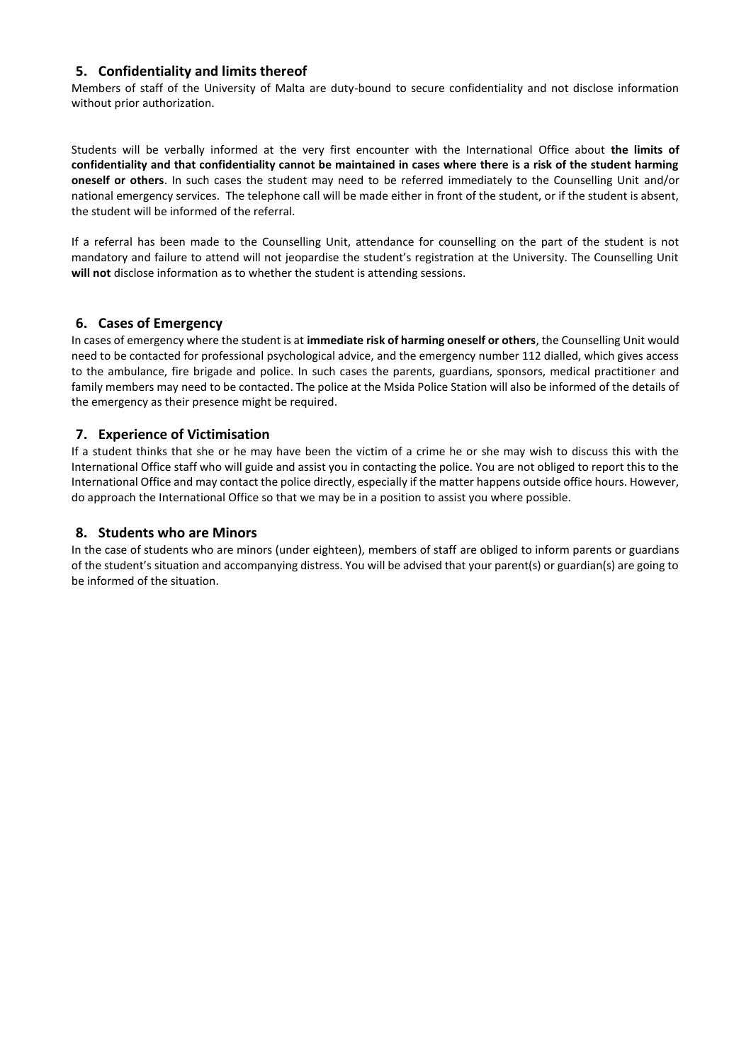## 5. Confidentiality and limits thereof

Members of staff of the University of Malta are duty-bound to secure confidentiality and not disclose information without prior authorization.

Students will be verbally informed at the very first encounter with the International Office about **the limits of confidentiality and that confidentiality cannot be maintained in cases where there is a risk of the student harming oneself or others**. In such cases the student may need to be referred immediately to the Counselling Unit and/or national emergency services. The telephone call will be made either in front of the student, or if the student is absent, the student will be informed of the referral.

If a referral has been made to the Counselling Unit, attendance for counselling on the part of the student is not mandatory and failure to attend will not jeopardise the student's registration at the University. The Counselling Unit **will not** disclose information as to whether the student is attending sessions.

## 6. Cases of Emergency

In cases of emergency where the student is at **immediate risk of harming oneself or others**, the Counselling Unit would need to be contacted for professional psychological advice, and the emergency number 112 dialled, which gives access to the ambulance, fire brigade and police. In such cases the parents, guardians, sponsors, medical practitioner and family members may need to be contacted. The police at the Msida Police Station will also be informed of the details of the emergency as their presence might be required.

## 7. Experience of Victimisation

If a student thinks that she or he may have been the victim of a crime he or she may wish to discuss this with the International Office staff who will guide and assist you in contacting the police. You are not obliged to report this to the International Office and may contact the police directly, especially if the matter happens outside office hours. However, do approach the International Office so that we may be in a position to assist you where possible.

## 8. Students who are Minors

In the case of students who are minors (under eighteen), members of staff are obliged to inform parents or guardians of the student's situation and accompanying distress. You will be advised that your parent(s) or guardian(s) are going to be informed of the situation.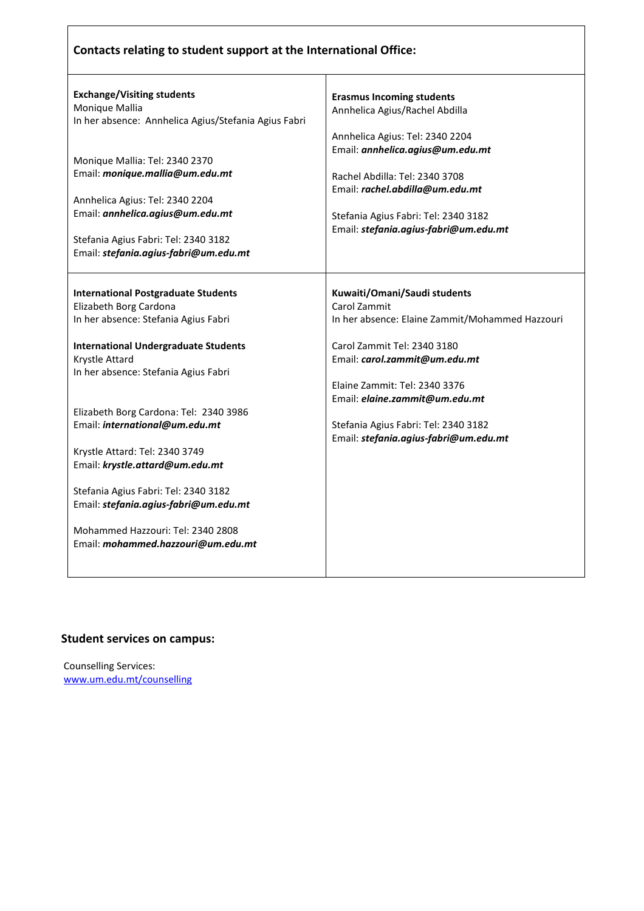**Contacts relating to student support at the International Office:**

| | |
|---|---|
| **Exchange/Visiting students**<br>Monique Mallia<br>In her absence: Annhelica Agius/Stefania Agius Fabri<br><br>Monique Mallia: Tel: 2340 2370<br>Email: ***monique.mallia@um.edu.mt***<br><br>Annhelica Agius: Tel: 2340 2204<br>Email: ***annhelica.agius@um.edu.mt***<br><br>Stefania Agius Fabri: Tel: 2340 3182<br>Email: ***stefania.agius-fabri@um.edu.mt*** | **Erasmus Incoming students**<br>Annhelica Agius/Rachel Abdilla<br><br>Annhelica Agius: Tel: 2340 2204<br>Email: ***annhelica.agius@um.edu.mt***<br><br>Rachel Abdilla: Tel: 2340 3708<br>Email: ***rachel.abdilla@um.edu.mt***<br><br>Stefania Agius Fabri: Tel: 2340 3182<br>Email: ***stefania.agius-fabri@um.edu.mt*** |
| **International Postgraduate Students**<br>Elizabeth Borg Cardona<br>In her absence: Stefania Agius Fabri<br><br>**International Undergraduate Students**<br>Krystle Attard<br>In her absence: Stefania Agius Fabri<br><br>Elizabeth Borg Cardona: Tel: 2340 3986<br>Email: ***international@um.edu.mt***<br><br>Krystle Attard: Tel: 2340 3749<br>Email: ***krystle.attard@um.edu.mt***<br><br>Stefania Agius Fabri: Tel: 2340 3182<br>Email: ***stefania.agius-fabri@um.edu.mt***<br><br>Mohammed Hazzouri: Tel: 2340 2808<br>Email: ***mohammed.hazzouri@um.edu.mt*** | **Kuwaiti/Omani/Saudi students**<br>Carol Zammit<br>In her absence: Elaine Zammit/Mohammed Hazzouri<br><br>Carol Zammit Tel: 2340 3180<br>Email: ***carol.zammit@um.edu.mt***<br><br>Elaine Zammit: Tel: 2340 3376<br>Email: ***elaine.zammit@um.edu.mt***<br><br>Stefania Agius Fabri: Tel: 2340 3182<br>Email: ***stefania.agius-fabri@um.edu.mt*** |

## Student services on campus:

Counselling Services:
[www.um.edu.mt/counselling](www.um.edu.mt/counselling)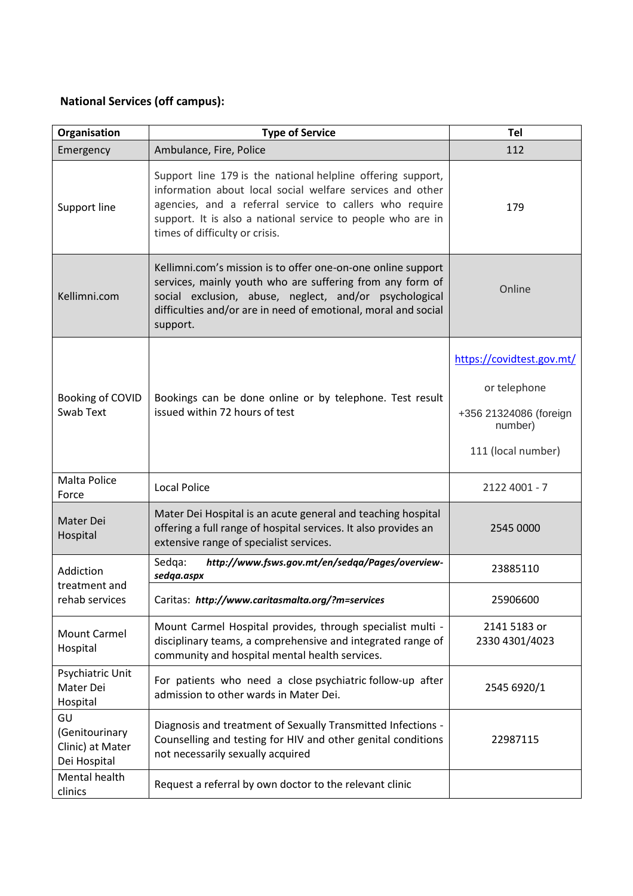**National Services (off campus):**

| Organisation | Type of Service | Tel |
|---|---|---|
| Emergency | Ambulance, Fire, Police | 112 |
| Support line | Support line 179 is the national helpline offering support, information about local social welfare services and other agencies, and a referral service to callers who require support. It is also a national service to people who are in times of difficulty or crisis. | 179 |
| Kellimni.com | Kellimni.com's mission is to offer one-on-one online support services, mainly youth who are suffering from any form of social exclusion, abuse, neglect, and/or psychological difficulties and/or are in need of emotional, moral and social support. | Online |
| Booking of COVID Swab Text | Bookings can be done online or by telephone. Test result issued within 72 hours of test | https://covidtest.gov.mt/ or telephone +356 21324086 (foreign number) 111 (local number) |
| Malta Police Force | Local Police | 2122 4001 - 7 |
| Mater Dei Hospital | Mater Dei Hospital is an acute general and teaching hospital offering a full range of hospital services. It also provides an extensive range of specialist services. | 2545 0000 |
| Addiction treatment and rehab services | Sedqa: ***http://www.fsws.gov.mt/en/sedqa/Pages/overview-sedqa.aspx*** | 23885110 |
| | Caritas: ***http://www.caritasmalta.org/?m=services*** | 25906600 |
| Mount Carmel Hospital | Mount Carmel Hospital provides, through specialist multi - disciplinary teams, a comprehensive and integrated range of community and hospital mental health services. | 2141 5183 or 2330 4301/4023 |
| Psychiatric Unit Mater Dei Hospital | For patients who need a close psychiatric follow-up after admission to other wards in Mater Dei. | 2545 6920/1 |
| GU (Genitourinary Clinic) at Mater Dei Hospital | Diagnosis and treatment of Sexually Transmitted Infections - Counselling and testing for HIV and other genital conditions not necessarily sexually acquired | 22987115 |
| Mental health clinics | Request a referral by own doctor to the relevant clinic | |